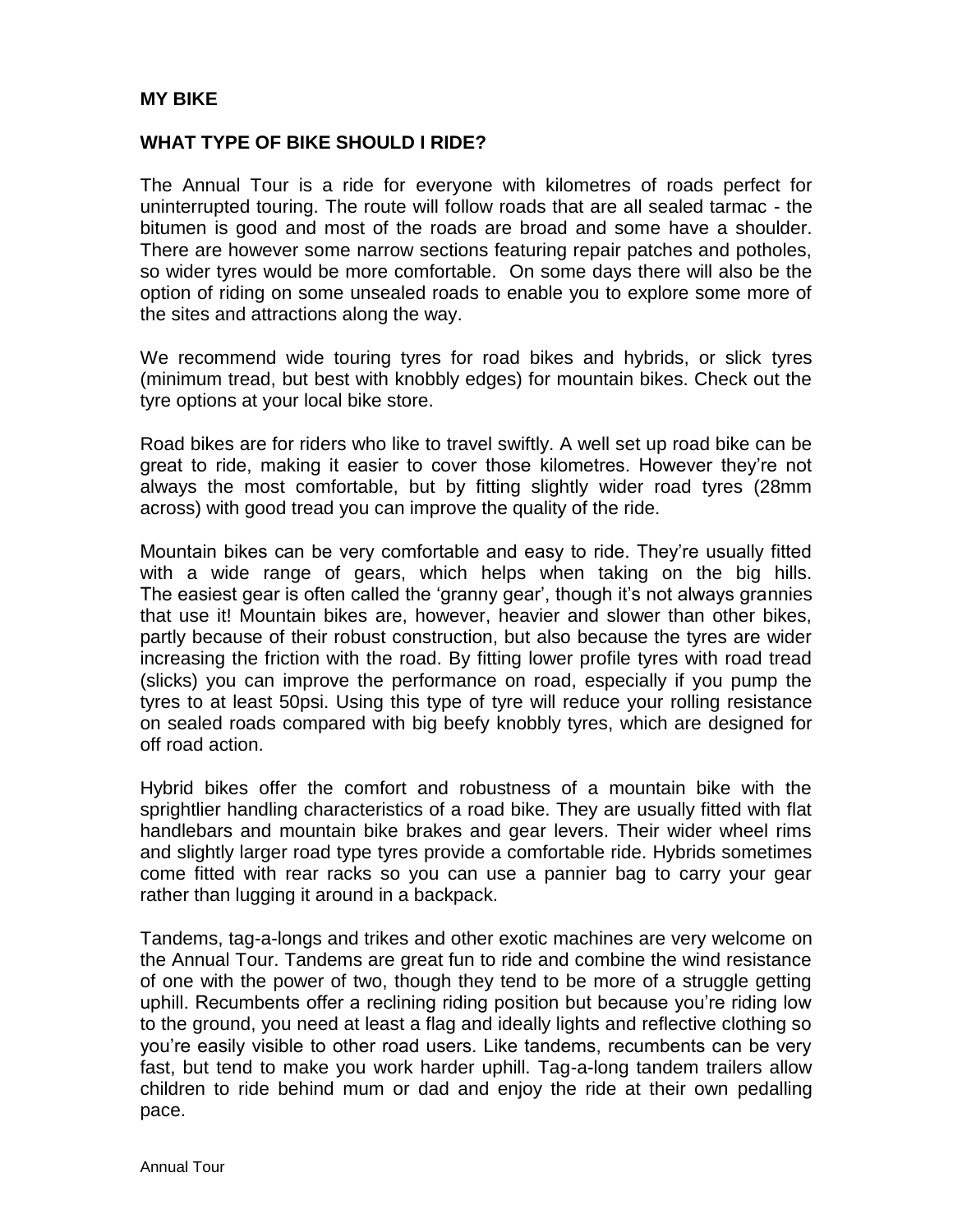## MY BIKE

### WHAT TYPE OF BIKE SHOULD I RIDE?

The Annual Tour is a ride for everyone with kilometres of roads perfect for uninterrupted touring. The route will follow roads that are all sealed tarmac - the bitumen is good and most of the roads are broad and some have a shoulder. There are however some narrow sections featuring repair patches and potholes, so wider tyres would be more comfortable. On some days there will also be the option of riding on some unsealed roads to enable you to explore some more of the sites and attractions along the way.

We recommend wide touring tyres for road bikes and hybrids, or slick tyres (minimum tread, but best with knobbly edges) for mountain bikes. Check out the tyre options at your local bike store.

Road bikes are for riders who like to travel swiftly. A well set up road bike can be great to ride, making it easier to cover those kilometres. However they're not always the most comfortable, but by fitting slightly wider road tyres (28mm across) with good tread you can improve the quality of the ride.

Mountain bikes can be very comfortable and easy to ride. They're usually fitted with a wide range of gears, which helps when taking on the big hills. The easiest gear is often called the 'granny gear', though it's not always grannies that use it! Mountain bikes are, however, heavier and slower than other bikes, partly because of their robust construction, but also because the tyres are wider increasing the friction with the road. By fitting lower profile tyres with road tread (slicks) you can improve the performance on road, especially if you pump the tyres to at least 50psi. Using this type of tyre will reduce your rolling resistance on sealed roads compared with big beefy knobbly tyres, which are designed for off road action.

Hybrid bikes offer the comfort and robustness of a mountain bike with the sprightlier handling characteristics of a road bike. They are usually fitted with flat handlebars and mountain bike brakes and gear levers. Their wider wheel rims and slightly larger road type tyres provide a comfortable ride. Hybrids sometimes come fitted with rear racks so you can use a pannier bag to carry your gear rather than lugging it around in a backpack.

Tandems, tag-a-longs and trikes and other exotic machines are very welcome on the Annual Tour. Tandems are great fun to ride and combine the wind resistance of one with the power of two, though they tend to be more of a struggle getting uphill. Recumbents offer a reclining riding position but because you're riding low to the ground, you need at least a flag and ideally lights and reflective clothing so you're easily visible to other road users. Like tandems, recumbents can be very fast, but tend to make you work harder uphill. Tag-a-long tandem trailers allow children to ride behind mum or dad and enjoy the ride at their own pedalling pace.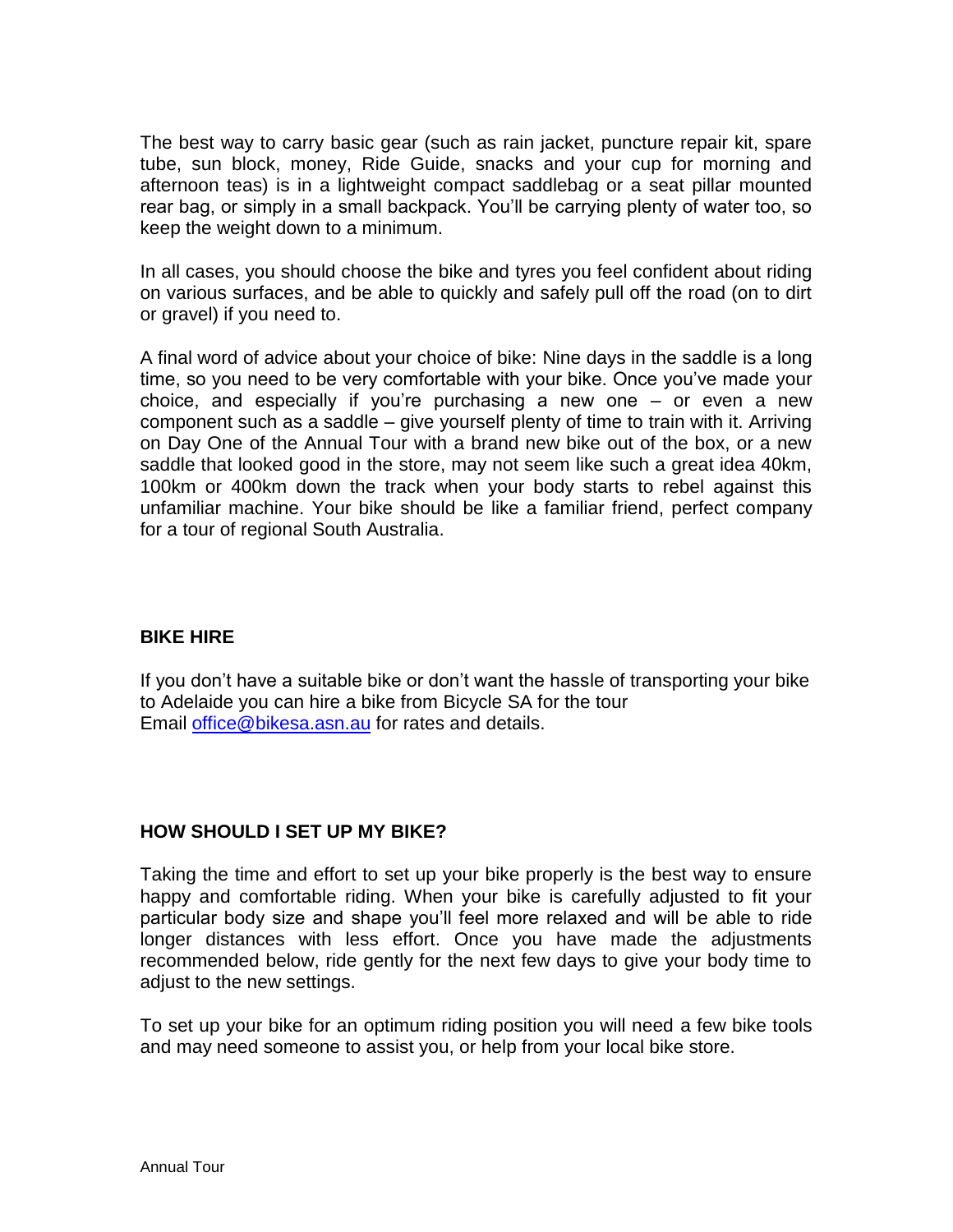The best way to carry basic gear (such as rain jacket, puncture repair kit, spare tube, sun block, money, Ride Guide, snacks and your cup for morning and afternoon teas) is in a lightweight compact saddlebag or a seat pillar mounted rear bag, or simply in a small backpack. You'll be carrying plenty of water too, so keep the weight down to a minimum.

In all cases, you should choose the bike and tyres you feel confident about riding on various surfaces, and be able to quickly and safely pull off the road (on to dirt or gravel) if you need to.

A final word of advice about your choice of bike: Nine days in the saddle is a long time, so you need to be very comfortable with your bike. Once you've made your choice, and especially if you're purchasing a new one – or even a new component such as a saddle – give yourself plenty of time to train with it. Arriving on Day One of the Annual Tour with a brand new bike out of the box, or a new saddle that looked good in the store, may not seem like such a great idea 40km, 100km or 400km down the track when your body starts to rebel against this unfamiliar machine. Your bike should be like a familiar friend, perfect company for a tour of regional South Australia.

## BIKE HIRE

If you don't have a suitable bike or don't want the hassle of transporting your bike to Adelaide you can hire a bike from Bicycle SA for the tour
Email office@bikesa.asn.au for rates and details.

## HOW SHOULD I SET UP MY BIKE?

Taking the time and effort to set up your bike properly is the best way to ensure happy and comfortable riding. When your bike is carefully adjusted to fit your particular body size and shape you'll feel more relaxed and will be able to ride longer distances with less effort. Once you have made the adjustments recommended below, ride gently for the next few days to give your body time to adjust to the new settings.

To set up your bike for an optimum riding position you will need a few bike tools and may need someone to assist you, or help from your local bike store.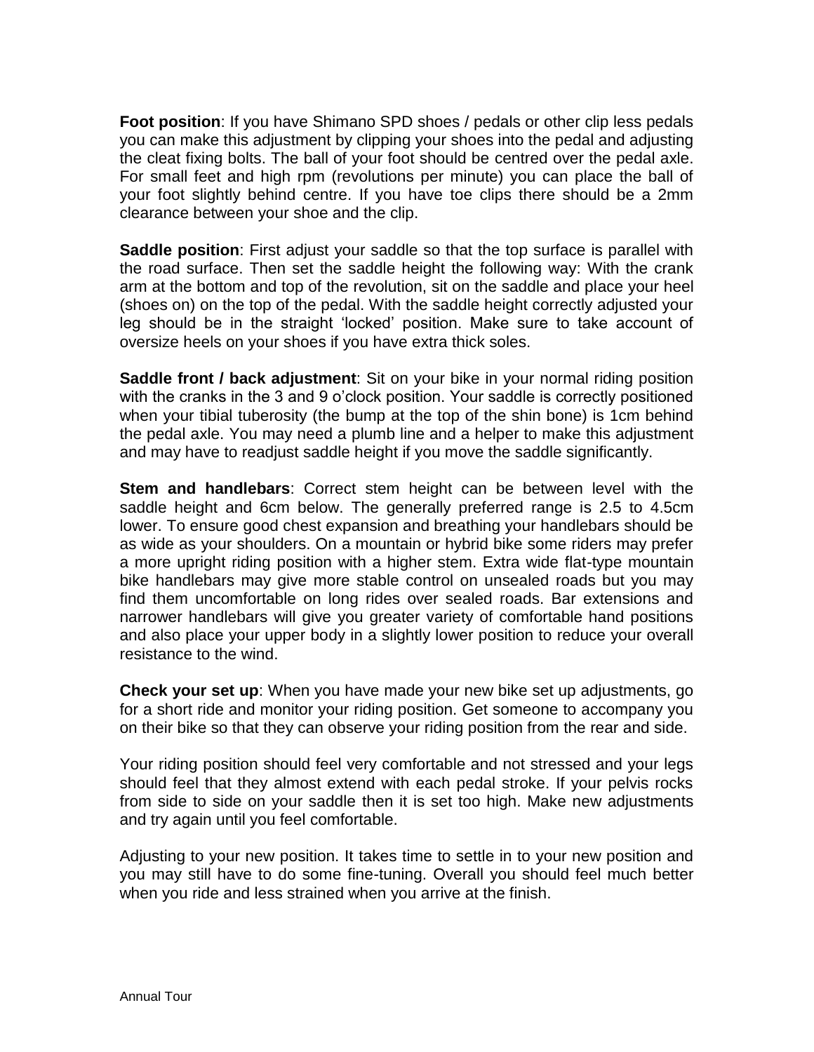**Foot position**: If you have Shimano SPD shoes / pedals or other clip less pedals you can make this adjustment by clipping your shoes into the pedal and adjusting the cleat fixing bolts. The ball of your foot should be centred over the pedal axle. For small feet and high rpm (revolutions per minute) you can place the ball of your foot slightly behind centre. If you have toe clips there should be a 2mm clearance between your shoe and the clip.

**Saddle position**: First adjust your saddle so that the top surface is parallel with the road surface. Then set the saddle height the following way: With the crank arm at the bottom and top of the revolution, sit on the saddle and place your heel (shoes on) on the top of the pedal. With the saddle height correctly adjusted your leg should be in the straight 'locked' position. Make sure to take account of oversize heels on your shoes if you have extra thick soles.

**Saddle front / back adjustment**: Sit on your bike in your normal riding position with the cranks in the 3 and 9 o'clock position. Your saddle is correctly positioned when your tibial tuberosity (the bump at the top of the shin bone) is 1cm behind the pedal axle. You may need a plumb line and a helper to make this adjustment and may have to readjust saddle height if you move the saddle significantly.

**Stem and handlebars**: Correct stem height can be between level with the saddle height and 6cm below. The generally preferred range is 2.5 to 4.5cm lower. To ensure good chest expansion and breathing your handlebars should be as wide as your shoulders. On a mountain or hybrid bike some riders may prefer a more upright riding position with a higher stem. Extra wide flat-type mountain bike handlebars may give more stable control on unsealed roads but you may find them uncomfortable on long rides over sealed roads. Bar extensions and narrower handlebars will give you greater variety of comfortable hand positions and also place your upper body in a slightly lower position to reduce your overall resistance to the wind.

**Check your set up**: When you have made your new bike set up adjustments, go for a short ride and monitor your riding position. Get someone to accompany you on their bike so that they can observe your riding position from the rear and side.

Your riding position should feel very comfortable and not stressed and your legs should feel that they almost extend with each pedal stroke. If your pelvis rocks from side to side on your saddle then it is set too high. Make new adjustments and try again until you feel comfortable.

Adjusting to your new position. It takes time to settle in to your new position and you may still have to do some fine-tuning. Overall you should feel much better when you ride and less strained when you arrive at the finish.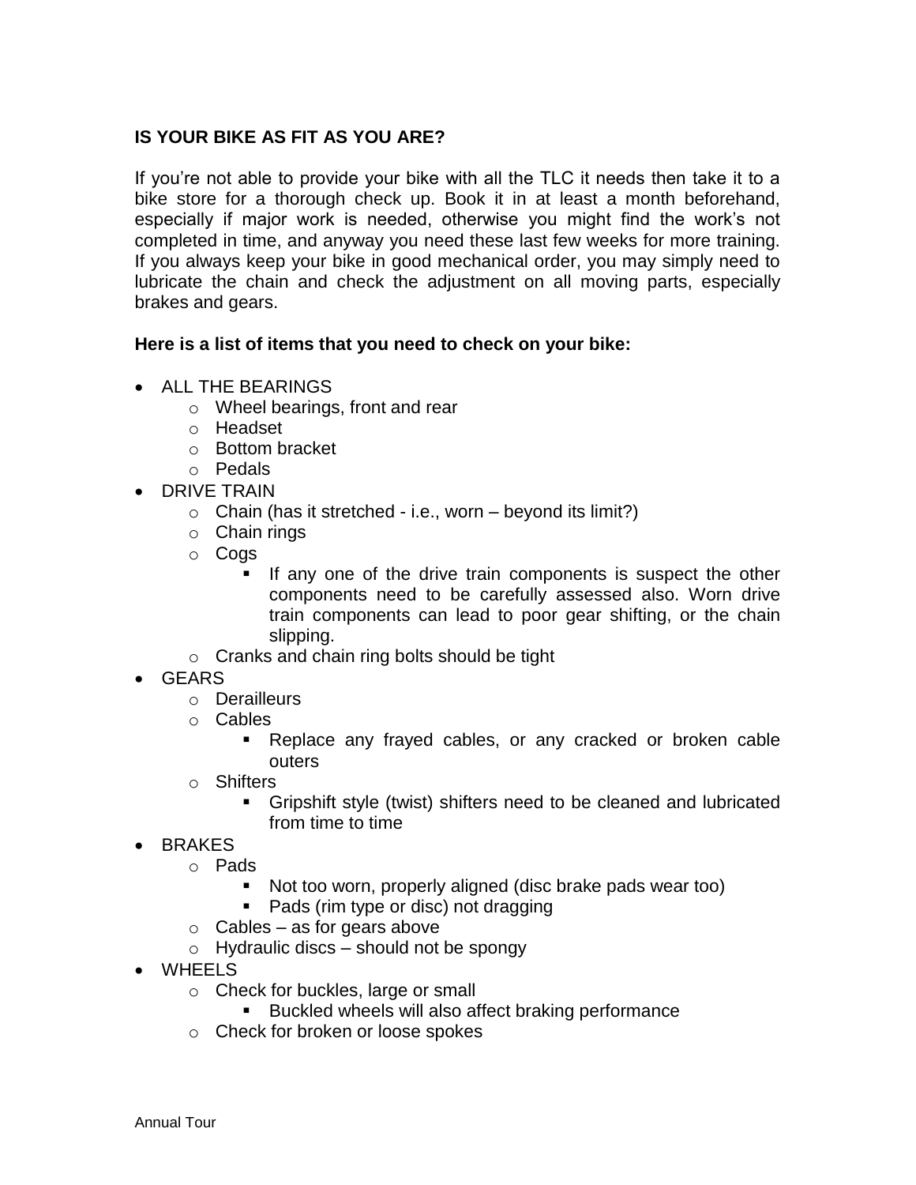**IS YOUR BIKE AS FIT AS YOU ARE?**

If you're not able to provide your bike with all the TLC it needs then take it to a bike store for a thorough check up. Book it in at least a month beforehand, especially if major work is needed, otherwise you might find the work's not completed in time, and anyway you need these last few weeks for more training. If you always keep your bike in good mechanical order, you may simply need to lubricate the chain and check the adjustment on all moving parts, especially brakes and gears.

**Here is a list of items that you need to check on your bike:**

- ALL THE BEARINGS
    - Wheel bearings, front and rear
    - Headset
    - Bottom bracket
    - Pedals
- DRIVE TRAIN
    - Chain (has it stretched - i.e., worn – beyond its limit?)
    - Chain rings
    - Cogs
        - If any one of the drive train components is suspect the other components need to be carefully assessed also. Worn drive train components can lead to poor gear shifting, or the chain slipping.
    - Cranks and chain ring bolts should be tight
- GEARS
    - Derailleurs
    - Cables
        - Replace any frayed cables, or any cracked or broken cable outers
    - Shifters
        - Gripshift style (twist) shifters need to be cleaned and lubricated from time to time
- BRAKES
    - Pads
        - Not too worn, properly aligned (disc brake pads wear too)
        - Pads (rim type or disc) not dragging
    - Cables – as for gears above
    - Hydraulic discs – should not be spongy
- WHEELS
    - Check for buckles, large or small
        - Buckled wheels will also affect braking performance
    - Check for broken or loose spokes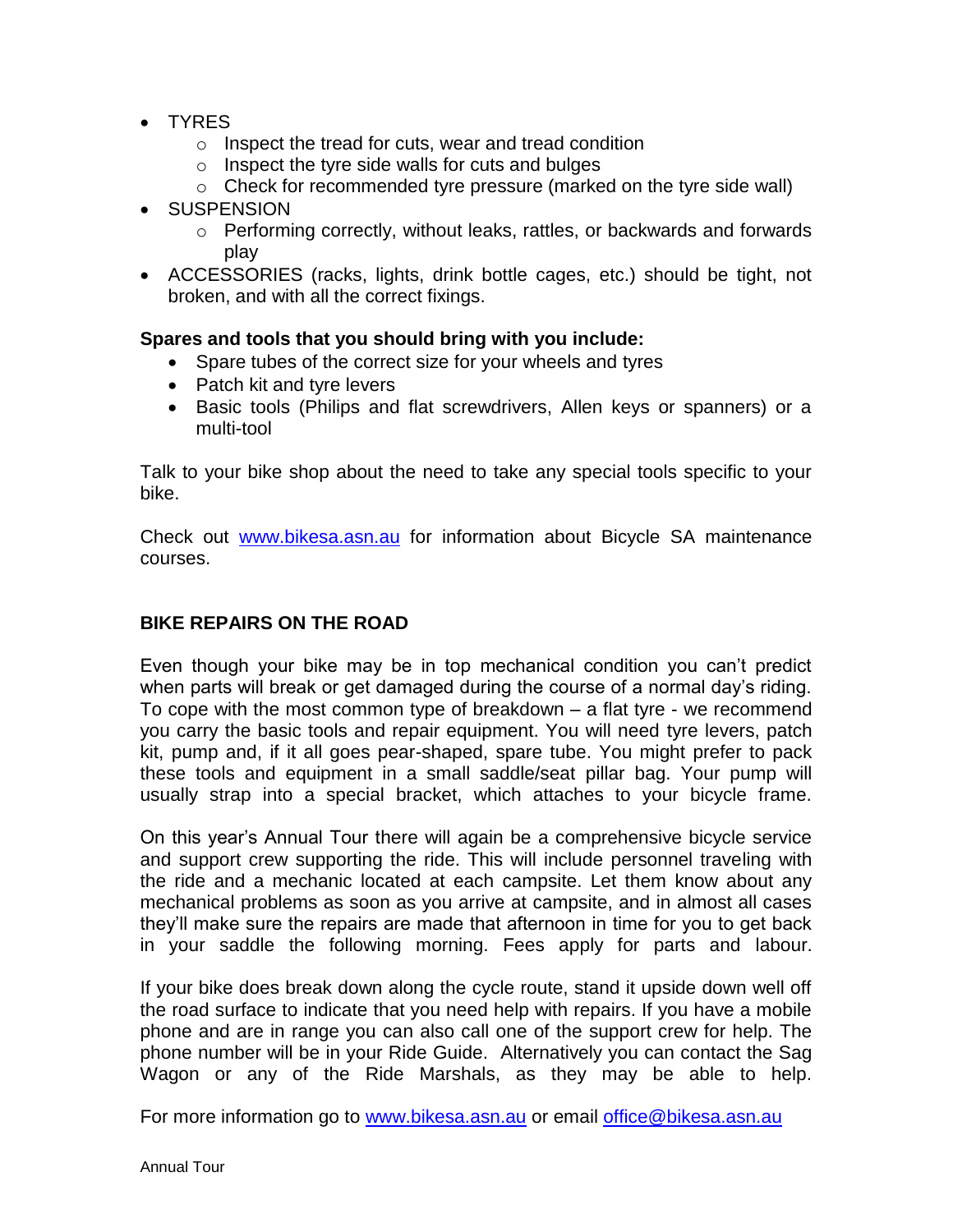- TYRES
  - Inspect the tread for cuts, wear and tread condition
  - Inspect the tyre side walls for cuts and bulges
  - Check for recommended tyre pressure (marked on the tyre side wall)
- SUSPENSION
  - Performing correctly, without leaks, rattles, or backwards and forwards play
- ACCESSORIES (racks, lights, drink bottle cages, etc.) should be tight, not broken, and with all the correct fixings.

**Spares and tools that you should bring with you include:**

- Spare tubes of the correct size for your wheels and tyres
- Patch kit and tyre levers
- Basic tools (Philips and flat screwdrivers, Allen keys or spanners) or a multi-tool

Talk to your bike shop about the need to take any special tools specific to your bike.

Check out www.bikesa.asn.au for information about Bicycle SA maintenance courses.

## BIKE REPAIRS ON THE ROAD

Even though your bike may be in top mechanical condition you can't predict when parts will break or get damaged during the course of a normal day's riding. To cope with the most common type of breakdown – a flat tyre - we recommend you carry the basic tools and repair equipment. You will need tyre levers, patch kit, pump and, if it all goes pear-shaped, spare tube. You might prefer to pack these tools and equipment in a small saddle/seat pillar bag. Your pump will usually strap into a special bracket, which attaches to your bicycle frame.

On this year's Annual Tour there will again be a comprehensive bicycle service and support crew supporting the ride. This will include personnel traveling with the ride and a mechanic located at each campsite. Let them know about any mechanical problems as soon as you arrive at campsite, and in almost all cases they'll make sure the repairs are made that afternoon in time for you to get back in your saddle the following morning. Fees apply for parts and labour.

If your bike does break down along the cycle route, stand it upside down well off the road surface to indicate that you need help with repairs. If you have a mobile phone and are in range you can also call one of the support crew for help. The phone number will be in your Ride Guide. Alternatively you can contact the Sag Wagon or any of the Ride Marshals, as they may be able to help.

For more information go to www.bikesa.asn.au or email office@bikesa.asn.au